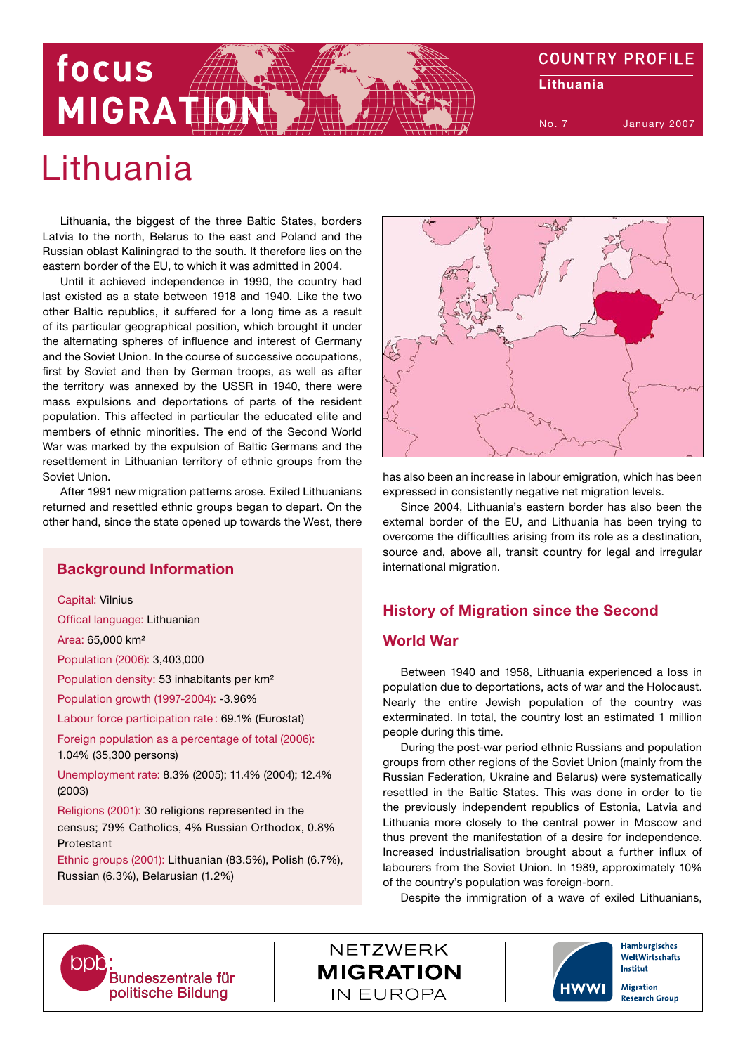# Lithuania

Lithuania, the biggest of the three Baltic States, borders Latvia to the north, Belarus to the east and Poland and the Russian oblast Kaliningrad to the south. It therefore lies on the eastern border of the EU, to which it was admitted in 2004.

Until it achieved independence in 1990, the country had last existed as a state between 1918 and 1940. Like the two other Baltic republics, it suffered for a long time as a result of its particular geographical position, which brought it under the alternating spheres of influence and interest of Germany and the Soviet Union. In the course of successive occupations, first by Soviet and then by German troops, as well as after the territory was annexed by the USSR in 1940, there were mass expulsions and deportations of parts of the resident population. This affected in particular the educated elite and members of ethnic minorities. The end of the Second World War was marked by the expulsion of Baltic Germans and the resettlement in Lithuanian territory of ethnic groups from the Soviet Union.

After 1991 new migration patterns arose. Exiled Lithuanians returned and resettled ethnic groups began to depart. On the other hand, since the state opened up towards the West, there has also been an increase in labour emigration, which has been expressed in consistently negative net migration levels.

Since 2004, Lithuania's eastern border has also been the external border of the EU, and Lithuania has been trying to overcome the difficulties arising from its role as a destination, source and, above all, transit country for legal and irregular international migration.

## Background Information

Capital: Vilnius

Offical language: Lithuanian

Area: 65,000 km²

Population (2006): 3,403,000

Population density: 53 inhabitants per km²

Population growth (1997-2004): -3.96%

Labour force participation rate: 69.1% (Eurostat)

Foreign population as a percentage of total (2006): 1.04% (35,300 persons)

Unemployment rate: 8.3% (2005); 11.4% (2004); 12.4% (2003)

Religions (2001): 30 religions represented in the census; 79% Catholics, 4% Russian Orthodox, 0.8% Protestant

Ethnic groups (2001): Lithuanian (83.5%), Polish (6.7%), Russian (6.3%), Belarusian (1.2%)

## History of Migration since the Second World War

Between 1940 and 1958, Lithuania experienced a loss in population due to deportations, acts of war and the Holocaust. Nearly the entire Jewish population of the country was exterminated. In total, the country lost an estimated 1 million people during this time.

During the post-war period ethnic Russians and population groups from other regions of the Soviet Union (mainly from the Russian Federation, Ukraine and Belarus) were systematically resettled in the Baltic States. This was done in order to tie the previously independent republics of Estonia, Latvia and Lithuania more closely to the central power in Moscow and thus prevent the manifestation of a desire for independence. Increased industrialisation brought about a further influx of labourers from the Soviet Union. In 1989, approximately 10% of the country's population was foreign-born.

Despite the immigration of a wave of exiled Lithuanians,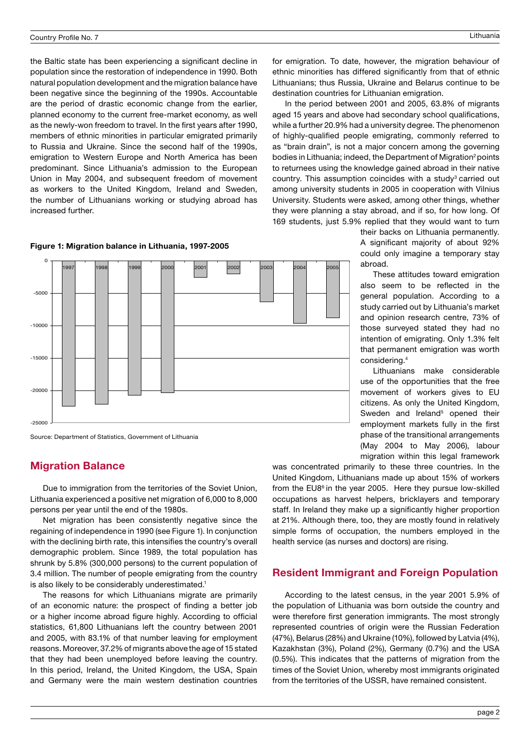the Baltic state has been experiencing a significant decline in population since the restoration of independence in 1990. Both natural population development and the migration balance have been negative since the beginning of the 1990s. Accountable are the period of drastic economic change from the earlier, planned economy to the current free-market economy, as well as the newly-won freedom to travel. In the first years after 1990, members of ethnic minorities in particular emigrated primarily to Russia and Ukraine. Since the second half of the 1990s, emigration to Western Europe and North America has been predominant. Since Lithuania's admission to the European Union in May 2004, and subsequent freedom of movement as workers to the United Kingdom, Ireland and Sweden, the number of Lithuanians working or studying abroad has increased further.

**Figure 1: Migration balance in Lithuania, 1997-2005**

Source: Department of Statistics, Government of Lithuania

## Migration Balance

Due to immigration from the territories of the Soviet Union, Lithuania experienced a positive net migration of 6,000 to 8,000 persons per year until the end of the 1980s.

Net migration has been consistently negative since the regaining of independence in 1990 (see Figure 1). In conjunction with the declining birth rate, this intensifies the country's overall demographic problem. Since 1989, the total population has shrunk by 5.8% (300,000 persons) to the current population of 3.4 million. The number of people emigrating from the country is also likely to be considerably underestimated.[1]

The reasons for which Lithuanians migrate are primarily of an economic nature: the prospect of finding a better job or a higher income abroad figure highly. According to official statistics, 61,800 Lithuanians left the country between 2001 and 2005, with 83.1% of that number leaving for employment reasons. Moreover, 37.2% of migrants above the age of 15 stated that they had been unemployed before leaving the country. In this period, Ireland, the United Kingdom, the USA, Spain and Germany were the main western destination countries for emigration. To date, however, the migration behaviour of ethnic minorities has differed significantly from that of ethnic Lithuanians; thus Russia, Ukraine and Belarus continue to be destination countries for Lithuanian emigration.

In the period between 2001 and 2005, 63.8% of migrants aged 15 years and above had secondary school qualifications, while a further 20.9% had a university degree. The phenomenon of highly-qualified people emigrating, commonly referred to as "brain drain", is not a major concern among the governing bodies in Lithuania; indeed, the Department of Migration[2] points to returnees using the knowledge gained abroad in their native country. This assumption coincides with a study[3] carried out among university students in 2005 in cooperation with Vilnius University. Students were asked, among other things, whether they were planning a stay abroad, and if so, for how long. Of 169 students, just 5.9% replied that they would want to turn their backs on Lithuania permanently. A significant majority of about 92% could only imagine a temporary stay abroad.

These attitudes toward emigration also seem to be reflected in the general population. According to a study carried out by Lithuania's market and opinion research centre, 73% of those surveyed stated they had no intention of emigrating. Only 1.3% felt that permanent emigration was worth considering.[4]

Lithuanians make considerable use of the opportunities that the free movement of workers gives to EU citizens. As only the United Kingdom, Sweden and Ireland[5] opened their employment markets fully in the first phase of the transitional arrangements (May 2004 to May 2006), labour migration within this legal framework was concentrated primarily to these three countries. In the United Kingdom, Lithuanians made up about 15% of workers from the EU8[6] in the year 2005. Here they pursue low-skilled occupations as harvest helpers, bricklayers and temporary staff. In Ireland they make up a significantly higher proportion at 21%. Although there, too, they are mostly found in relatively simple forms of occupation, the numbers employed in the health service (as nurses and doctors) are rising.

## Resident Immigrant and Foreign Population

According to the latest census, in the year 2001 5.9% of the population of Lithuania was born outside the country and were therefore first generation immigrants. The most strongly represented countries of origin were the Russian Federation (47%), Belarus (28%) and Ukraine (10%), followed by Latvia (4%), Kazakhstan (3%), Poland (2%), Germany (0.7%) and the USA (0.5%). This indicates that the patterns of migration from the times of the Soviet Union, whereby most immigrants originated from the territories of the USSR, have remained consistent.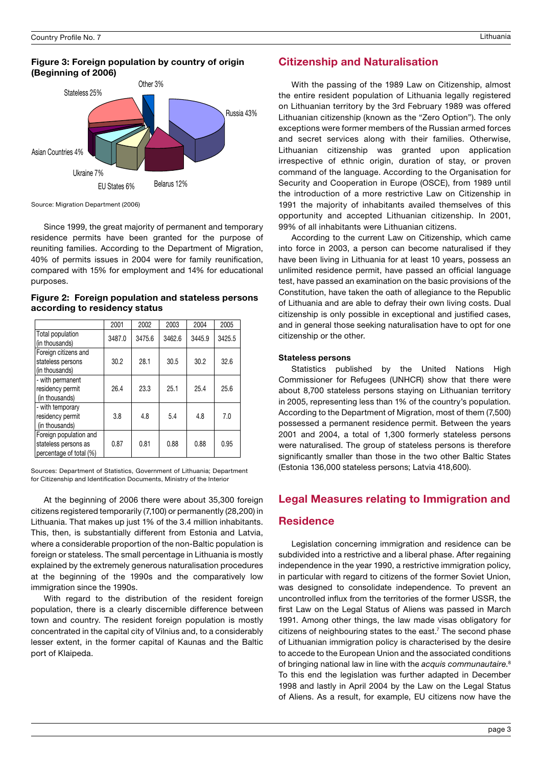**Figure 3: Foreign population by country of origin (Beginning of 2006)**

Russia 43%, Belarus 12%, EU States 6%, Ukraine 7%, Asian Countries 4%, Stateless 25%, Other 3%

Source: Migration Department (2006)

Since 1999, the great majority of permanent and temporary residence permits have been granted for the purpose of reuniting families. According to the Department of Migration, 40% of permits issues in 2004 were for family reunification, compared with 15% for employment and 14% for educational purposes.

**Figure 2: Foreign population and stateless persons according to residency status**

| | 2001 | 2002 | 2003 | 2004 | 2005 |
|---|---|---|---|---|---|
| Total population (in thousands) | 3487.0 | 3475.6 | 3462.6 | 3445.9 | 3425.5 |
| Foreign citizens and stateless persons (in thousands) | 30.2 | 28.1 | 30.5 | 30.2 | 32.6 |
| - with permanent residency permit (in thousands) | 26.4 | 23.3 | 25.1 | 25.4 | 25.6 |
| - with temporary residency permit (in thousands) | 3.8 | 4.8 | 5.4 | 4.8 | 7.0 |
| Foreign population and stateless persons as percentage of total (%) | 0.87 | 0.81 | 0.88 | 0.88 | 0.95 |

Sources: Department of Statistics, Government of Lithuania; Department for Citizenship and Identification Documents, Ministry of the Interior

At the beginning of 2006 there were about 35,300 foreign citizens registered temporarily (7,100) or permanently (28,200) in Lithuania. That makes up just 1% of the 3.4 million inhabitants. This, then, is substantially different from Estonia and Latvia, where a considerable proportion of the non-Baltic population is foreign or stateless. The small percentage in Lithuania is mostly explained by the extremely generous naturalisation procedures at the beginning of the 1990s and the comparatively low immigration since the 1990s.

With regard to the distribution of the resident foreign population, there is a clearly discernible difference between town and country. The resident foreign population is mostly concentrated in the capital city of Vilnius and, to a considerably lesser extent, in the former capital of Kaunas and the Baltic port of Klaipeda.

## Citizenship and Naturalisation

With the passing of the 1989 Law on Citizenship, almost the entire resident population of Lithuania legally registered on Lithuanian territory by the 3rd February 1989 was offered Lithuanian citizenship (known as the "Zero Option"). The only exceptions were former members of the Russian armed forces and secret services along with their families. Otherwise, Lithuanian citizenship was granted upon application irrespective of ethnic origin, duration of stay, or proven command of the language. According to the Organisation for Security and Cooperation in Europe (OSCE), from 1989 until the introduction of a more restrictive Law on Citizenship in 1991 the majority of inhabitants availed themselves of this opportunity and accepted Lithuanian citizenship. In 2001, 99% of all inhabitants were Lithuanian citizens.

According to the current Law on Citizenship, which came into force in 2003, a person can become naturalised if they have been living in Lithuania for at least 10 years, possess an unlimited residence permit, have passed an official language test, have passed an examination on the basic provisions of the Constitution, have taken the oath of allegiance to the Republic of Lithuania and are able to defray their own living costs. Dual citizenship is only possible in exceptional and justified cases, and in general those seeking naturalisation have to opt for one citizenship or the other.

### Stateless persons

Statistics published by the United Nations High Commissioner for Refugees (UNHCR) show that there were about 8,700 stateless persons staying on Lithuanian territory in 2005, representing less than 1% of the country's population. According to the Department of Migration, most of them (7,500) possessed a permanent residence permit. Between the years 2001 and 2004, a total of 1,300 formerly stateless persons were naturalised. The group of stateless persons is therefore significantly smaller than those in the two other Baltic States (Estonia 136,000 stateless persons; Latvia 418,600).

## Legal Measures relating to Immigration and Residence

Legislation concerning immigration and residence can be subdivided into a restrictive and a liberal phase. After regaining independence in the year 1990, a restrictive immigration policy, in particular with regard to citizens of the former Soviet Union, was designed to consolidate independence. To prevent an uncontrolled influx from the territories of the former USSR, the first Law on the Legal Status of Aliens was passed in March 1991. Among other things, the law made visas obligatory for citizens of neighbouring states to the east.[7] The second phase of Lithuanian immigration policy is characterised by the desire to accede to the European Union and the associated conditions of bringing national law in line with the *acquis communautaire*.[8] To this end the legislation was further adapted in December 1998 and lastly in April 2004 by the Law on the Legal Status of Aliens. As a result, for example, EU citizens now have the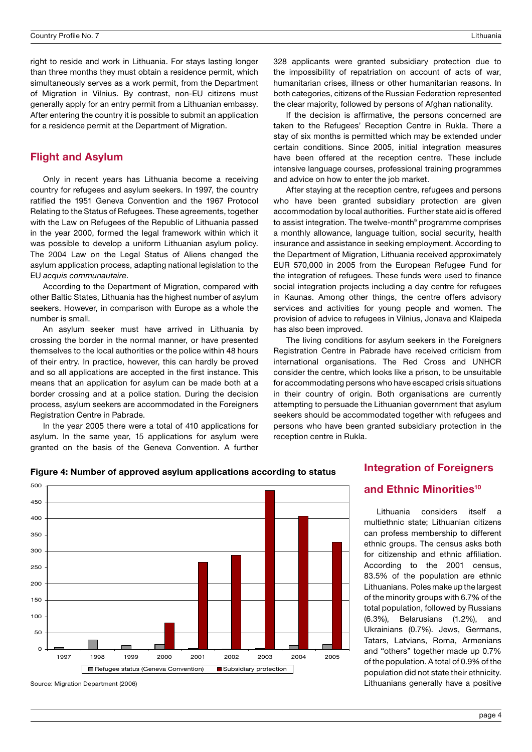right to reside and work in Lithuania. For stays lasting longer than three months they must obtain a residence permit, which simultaneously serves as a work permit, from the Department of Migration in Vilnius. By contrast, non-EU citizens must generally apply for an entry permit from a Lithuanian embassy. After entering the country it is possible to submit an application for a residence permit at the Department of Migration.

## Flight and Asylum

Only in recent years has Lithuania become a receiving country for refugees and asylum seekers. In 1997, the country ratified the 1951 Geneva Convention and the 1967 Protocol Relating to the Status of Refugees. These agreements, together with the Law on Refugees of the Republic of Lithuania passed in the year 2000, formed the legal framework within which it was possible to develop a uniform Lithuanian asylum policy. The 2004 Law on the Legal Status of Aliens changed the asylum application process, adapting national legislation to the EU *acquis communautaire*.

According to the Department of Migration, compared with other Baltic States, Lithuania has the highest number of asylum seekers. However, in comparison with Europe as a whole the number is small.

An asylum seeker must have arrived in Lithuania by crossing the border in the normal manner, or have presented themselves to the local authorities or the police within 48 hours of their entry. In practice, however, this can hardly be proved and so all applications are accepted in the first instance. This means that an application for asylum can be made both at a border crossing and at a police station. During the decision process, asylum seekers are accommodated in the Foreigners Registration Centre in Pabrade.

In the year 2005 there were a total of 410 applications for asylum. In the same year, 15 applications for asylum were granted on the basis of the Geneva Convention. A further 328 applicants were granted subsidiary protection due to the impossibility of repatriation on account of acts of war, humanitarian crises, illness or other humanitarian reasons. In both categories, citizens of the Russian Federation represented the clear majority, followed by persons of Afghan nationality.

If the decision is affirmative, the persons concerned are taken to the Refugees' Reception Centre in Rukla. There a stay of six months is permitted which may be extended under certain conditions. Since 2005, initial integration measures have been offered at the reception centre. These include intensive language courses, professional training programmes and advice on how to enter the job market.

After staying at the reception centre, refugees and persons who have been granted subsidiary protection are given accommodation by local authorities. Further state aid is offered to assist integration. The twelve-month[9] programme comprises a monthly allowance, language tuition, social security, health insurance and assistance in seeking employment. According to the Department of Migration, Lithuania received approximately EUR 570,000 in 2005 from the European Refugee Fund for the integration of refugees. These funds were used to finance social integration projects including a day centre for refugees in Kaunas. Among other things, the centre offers advisory services and activities for young people and women. The provision of advice to refugees in Vilnius, Jonava and Klaipeda has also been improved.

The living conditions for asylum seekers in the Foreigners Registration Centre in Pabrade have received criticism from international organisations. The Red Cross and UNHCR consider the centre, which looks like a prison, to be unsuitable for accommodating persons who have escaped crisis situations in their country of origin. Both organisations are currently attempting to persuade the Lithuanian government that asylum seekers should be accommodated together with refugees and persons who have been granted subsidiary protection in the reception centre in Rukla.

**Figure 4: Number of approved asylum applications according to status**

Source: Migration Department (2006)

## Integration of Foreigners and Ethnic Minorities[10]

Lithuania considers itself a multiethnic state; Lithuanian citizens can profess membership to different ethnic groups. The census asks both for citizenship and ethnic affiliation. According to the 2001 census, 83.5% of the population are ethnic Lithuanians. Poles make up the largest of the minority groups with 6.7% of the total population, followed by Russians (6.3%), Belarusians (1.2%), and Ukrainians (0.7%). Jews, Germans, Tatars, Latvians, Roma, Armenians and "others" together made up 0.7% of the population. A total of 0.9% of the population did not state their ethnicity. Lithuanians generally have a positive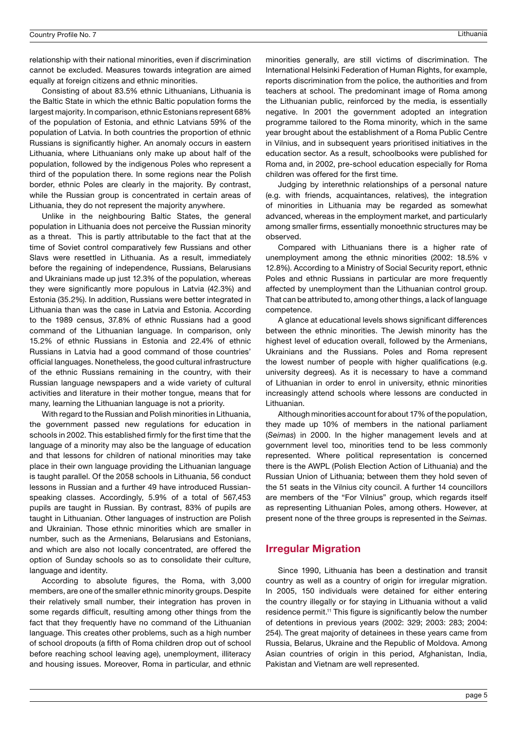relationship with their national minorities, even if discrimination cannot be excluded. Measures towards integration are aimed equally at foreign citizens and ethnic minorities.

Consisting of about 83.5% ethnic Lithuanians, Lithuania is the Baltic State in which the ethnic Baltic population forms the largest majority. In comparison, ethnic Estonians represent 68% of the population of Estonia, and ethnic Latvians 59% of the population of Latvia. In both countries the proportion of ethnic Russians is significantly higher. An anomaly occurs in eastern Lithuania, where Lithuanians only make up about half of the population, followed by the indigenous Poles who represent a third of the population there. In some regions near the Polish border, ethnic Poles are clearly in the majority. By contrast, while the Russian group is concentrated in certain areas of Lithuania, they do not represent the majority anywhere.

Unlike in the neighbouring Baltic States, the general population in Lithuania does not perceive the Russian minority as a threat. This is partly attributable to the fact that at the time of Soviet control comparatively few Russians and other Slavs were resettled in Lithuania. As a result, immediately before the regaining of independence, Russians, Belarusians and Ukrainians made up just 12.3% of the population, whereas they were significantly more populous in Latvia (42.3%) and Estonia (35.2%). In addition, Russians were better integrated in Lithuania than was the case in Latvia and Estonia. According to the 1989 census, 37.8% of ethnic Russians had a good command of the Lithuanian language. In comparison, only 15.2% of ethnic Russians in Estonia and 22.4% of ethnic Russians in Latvia had a good command of those countries' official languages. Nonetheless, the good cultural infrastructure of the ethnic Russians remaining in the country, with their Russian language newspapers and a wide variety of cultural activities and literature in their mother tongue, means that for many, learning the Lithuanian language is not a priority.

With regard to the Russian and Polish minorities in Lithuania, the government passed new regulations for education in schools in 2002. This established firmly for the first time that the language of a minority may also be the language of education and that lessons for children of national minorities may take place in their own language providing the Lithuanian language is taught parallel. Of the 2058 schools in Lithuania, 56 conduct lessons in Russian and a further 49 have introduced Russian-speaking classes. Accordingly, 5.9% of a total of 567,453 pupils are taught in Russian. By contrast, 83% of pupils are taught in Lithuanian. Other languages of instruction are Polish and Ukrainian. Those ethnic minorities which are smaller in number, such as the Armenians, Belarusians and Estonians, and which are also not locally concentrated, are offered the option of Sunday schools so as to consolidate their culture, language and identity.

According to absolute figures, the Roma, with 3,000 members, are one of the smaller ethnic minority groups. Despite their relatively small number, their integration has proven in some regards difficult, resulting among other things from the fact that they frequently have no command of the Lithuanian language. This creates other problems, such as a high number of school dropouts (a fifth of Roma children drop out of school before reaching school leaving age), unemployment, illiteracy and housing issues. Moreover, Roma in particular, and ethnic minorities generally, are still victims of discrimination. The International Helsinki Federation of Human Rights, for example, reports discrimination from the police, the authorities and from teachers at school. The predominant image of Roma among the Lithuanian public, reinforced by the media, is essentially negative. In 2001 the government adopted an integration programme tailored to the Roma minority, which in the same year brought about the establishment of a Roma Public Centre in Vilnius, and in subsequent years prioritised initiatives in the education sector. As a result, schoolbooks were published for Roma and, in 2002, pre-school education especially for Roma children was offered for the first time.

Judging by interethnic relationships of a personal nature (e.g. with friends, acquaintances, relatives), the integration of minorities in Lithuania may be regarded as somewhat advanced, whereas in the employment market, and particularly among smaller firms, essentially monoethnic structures may be observed.

Compared with Lithuanians there is a higher rate of unemployment among the ethnic minorities (2002: 18.5% v 12.8%). According to a Ministry of Social Security report, ethnic Poles and ethnic Russians in particular are more frequently affected by unemployment than the Lithuanian control group. That can be attributed to, among other things, a lack of language competence.

A glance at educational levels shows significant differences between the ethnic minorities. The Jewish minority has the highest level of education overall, followed by the Armenians, Ukrainians and the Russians. Poles and Roma represent the lowest number of people with higher qualifications (e.g. university degrees). As it is necessary to have a command of Lithuanian in order to enrol in university, ethnic minorities increasingly attend schools where lessons are conducted in Lithuanian.

Although minorities account for about 17% of the population, they made up 10% of members in the national parliament (*Seimas*) in 2000. In the higher management levels and at government level too, minorities tend to be less commonly represented. Where political representation is concerned there is the AWPL (Polish Election Action of Lithuania) and the Russian Union of Lithuania; between them they hold seven of the 51 seats in the Vilnius city council. A further 14 councillors are members of the "For Vilnius" group, which regards itself as representing Lithuanian Poles, among others. However, at present none of the three groups is represented in the *Seimas*.

## Irregular Migration

Since 1990, Lithuania has been a destination and transit country as well as a country of origin for irregular migration. In 2005, 150 individuals were detained for either entering the country illegally or for staying in Lithuania without a valid residence permit.[11] This figure is significantly below the number of detentions in previous years (2002: 329; 2003: 283; 2004: 254). The great majority of detainees in these years came from Russia, Belarus, Ukraine and the Republic of Moldova. Among Asian countries of origin in this period, Afghanistan, India, Pakistan and Vietnam are well represented.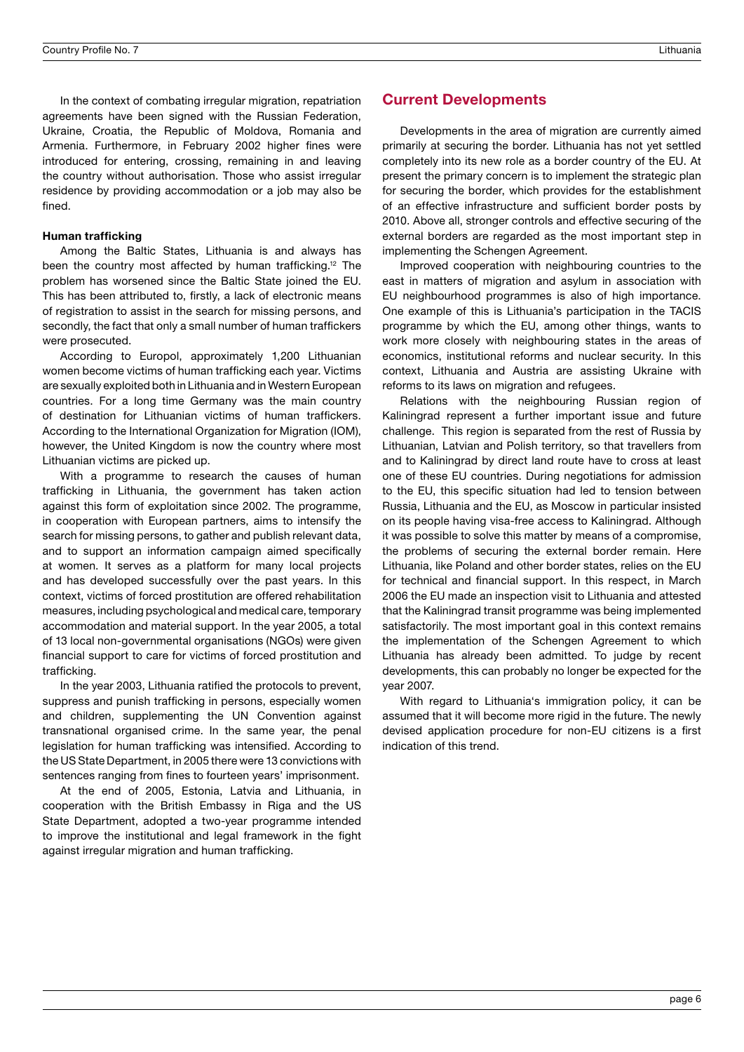In the context of combating irregular migration, repatriation agreements have been signed with the Russian Federation, Ukraine, Croatia, the Republic of Moldova, Romania and Armenia. Furthermore, in February 2002 higher fines were introduced for entering, crossing, remaining in and leaving the country without authorisation. Those who assist irregular residence by providing accommodation or a job may also be fined.

**Human trafficking**

Among the Baltic States, Lithuania is and always has been the country most affected by human trafficking.[12] The problem has worsened since the Baltic State joined the EU. This has been attributed to, firstly, a lack of electronic means of registration to assist in the search for missing persons, and secondly, the fact that only a small number of human traffickers were prosecuted.

According to Europol, approximately 1,200 Lithuanian women become victims of human trafficking each year. Victims are sexually exploited both in Lithuania and in Western European countries. For a long time Germany was the main country of destination for Lithuanian victims of human traffickers. According to the International Organization for Migration (IOM), however, the United Kingdom is now the country where most Lithuanian victims are picked up.

With a programme to research the causes of human trafficking in Lithuania, the government has taken action against this form of exploitation since 2002. The programme, in cooperation with European partners, aims to intensify the search for missing persons, to gather and publish relevant data, and to support an information campaign aimed specifically at women. It serves as a platform for many local projects and has developed successfully over the past years. In this context, victims of forced prostitution are offered rehabilitation measures, including psychological and medical care, temporary accommodation and material support. In the year 2005, a total of 13 local non-governmental organisations (NGOs) were given financial support to care for victims of forced prostitution and trafficking.

In the year 2003, Lithuania ratified the protocols to prevent, suppress and punish trafficking in persons, especially women and children, supplementing the UN Convention against transnational organised crime. In the same year, the penal legislation for human trafficking was intensified. According to the US State Department, in 2005 there were 13 convictions with sentences ranging from fines to fourteen years' imprisonment.

At the end of 2005, Estonia, Latvia and Lithuania, in cooperation with the British Embassy in Riga and the US State Department, adopted a two-year programme intended to improve the institutional and legal framework in the fight against irregular migration and human trafficking.

## Current Developments

Developments in the area of migration are currently aimed primarily at securing the border. Lithuania has not yet settled completely into its new role as a border country of the EU. At present the primary concern is to implement the strategic plan for securing the border, which provides for the establishment of an effective infrastructure and sufficient border posts by 2010. Above all, stronger controls and effective securing of the external borders are regarded as the most important step in implementing the Schengen Agreement.

Improved cooperation with neighbouring countries to the east in matters of migration and asylum in association with EU neighbourhood programmes is also of high importance. One example of this is Lithuania's participation in the TACIS programme by which the EU, among other things, wants to work more closely with neighbouring states in the areas of economics, institutional reforms and nuclear security. In this context, Lithuania and Austria are assisting Ukraine with reforms to its laws on migration and refugees.

Relations with the neighbouring Russian region of Kaliningrad represent a further important issue and future challenge. This region is separated from the rest of Russia by Lithuanian, Latvian and Polish territory, so that travellers from and to Kaliningrad by direct land route have to cross at least one of these EU countries. During negotiations for admission to the EU, this specific situation had led to tension between Russia, Lithuania and the EU, as Moscow in particular insisted on its people having visa-free access to Kaliningrad. Although it was possible to solve this matter by means of a compromise, the problems of securing the external border remain. Here Lithuania, like Poland and other border states, relies on the EU for technical and financial support. In this respect, in March 2006 the EU made an inspection visit to Lithuania and attested that the Kaliningrad transit programme was being implemented satisfactorily. The most important goal in this context remains the implementation of the Schengen Agreement to which Lithuania has already been admitted. To judge by recent developments, this can probably no longer be expected for the year 2007.

With regard to Lithuania's immigration policy, it can be assumed that it will become more rigid in the future. The newly devised application procedure for non-EU citizens is a first indication of this trend.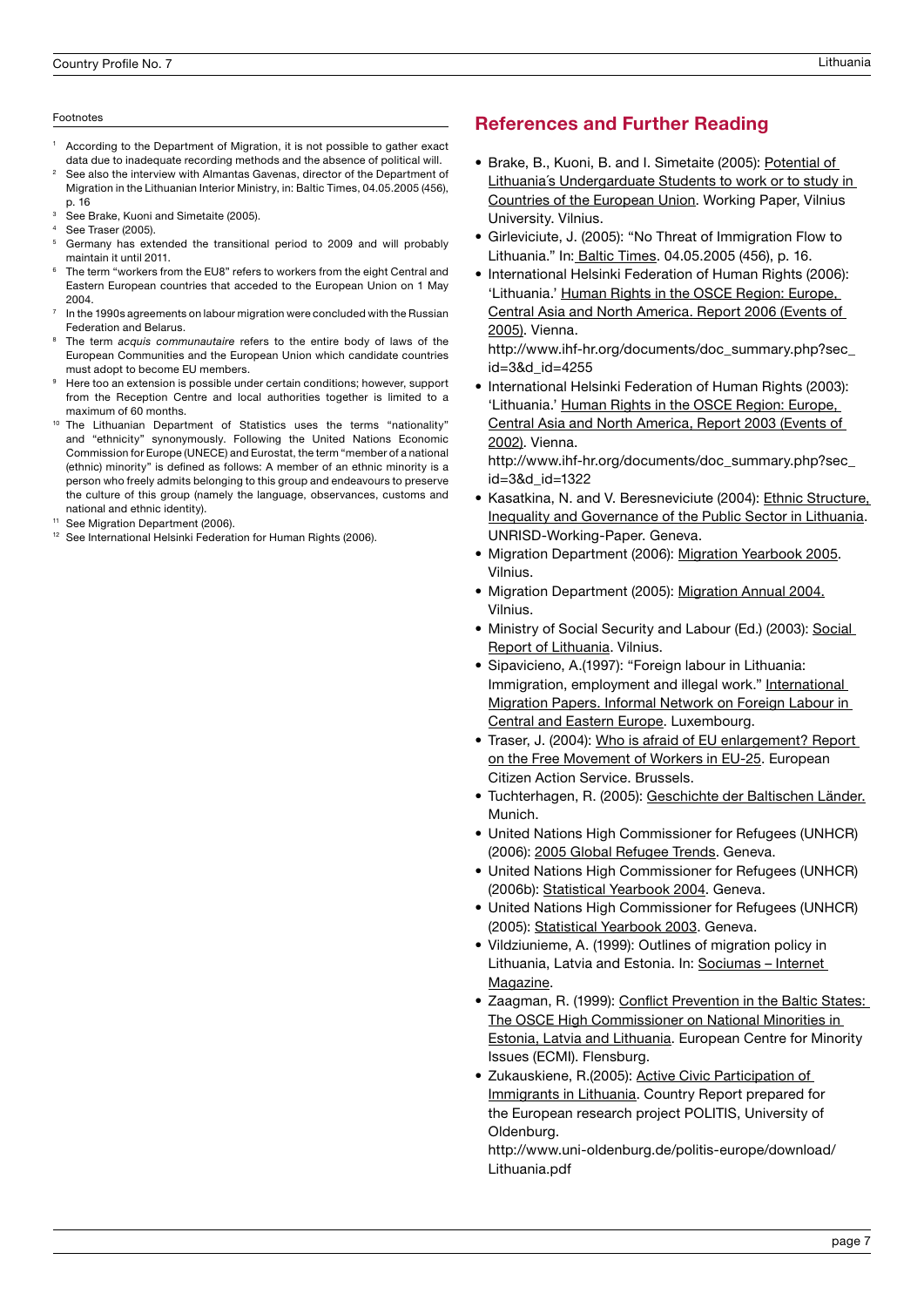Footnotes

1. According to the Department of Migration, it is not possible to gather exact data due to inadequate recording methods and the absence of political will.
2. See also the interview with Almantas Gavenas, director of the Department of Migration in the Lithuanian Interior Ministry, in: Baltic Times, 04.05.2005 (456), p. 16
3. See Brake, Kuoni and Simetaite (2005).
4. See Traser (2005).
5. Germany has extended the transitional period to 2009 and will probably maintain it until 2011.
6. The term "workers from the EU8" refers to workers from the eight Central and Eastern European countries that acceded to the European Union on 1 May 2004.
7. In the 1990s agreements on labour migration were concluded with the Russian Federation and Belarus.
8. The term *acquis communautaire* refers to the entire body of laws of the European Communities and the European Union which candidate countries must adopt to become EU members.
9. Here too an extension is possible under certain conditions; however, support from the Reception Centre and local authorities together is limited to a maximum of 60 months.
10. The Lithuanian Department of Statistics uses the terms "nationality" and "ethnicity" synonymously. Following the United Nations Economic Commission for Europe (UNECE) and Eurostat, the term "member of a national (ethnic) minority" is defined as follows: A member of an ethnic minority is a person who freely admits belonging to this group and endeavours to preserve the culture of this group (namely the language, observances, customs and national and ethnic identity).
11. See Migration Department (2006).
12. See International Helsinki Federation for Human Rights (2006).

## References and Further Reading

- Brake, B., Kuoni, B. and I. Simetaite (2005): Potential of Lithuania´s Undergarduate Students to work or to study in Countries of the European Union. Working Paper, Vilnius University. Vilnius.
- Girleviciute, J. (2005): "No Threat of Immigration Flow to Lithuania." In: Baltic Times. 04.05.2005 (456), p. 16.
- International Helsinki Federation of Human Rights (2006): 'Lithuania.' Human Rights in the OSCE Region: Europe, Central Asia and North America. Report 2006 (Events of 2005). Vienna. http://www.ihf-hr.org/documents/doc_summary.php?sec_id=3&d_id=4255
- International Helsinki Federation of Human Rights (2003): 'Lithuania.' Human Rights in the OSCE Region: Europe, Central Asia and North America, Report 2003 (Events of 2002). Vienna. http://www.ihf-hr.org/documents/doc_summary.php?sec_id=3&d_id=1322
- Kasatkina, N. and V. Beresneviciute (2004): Ethnic Structure, Inequality and Governance of the Public Sector in Lithuania. UNRISD-Working-Paper. Geneva.
- Migration Department (2006): Migration Yearbook 2005. Vilnius.
- Migration Department (2005): Migration Annual 2004. Vilnius.
- Ministry of Social Security and Labour (Ed.) (2003): Social Report of Lithuania. Vilnius.
- Sipavicieno, A.(1997): "Foreign labour in Lithuania: Immigration, employment and illegal work." International Migration Papers. Informal Network on Foreign Labour in Central and Eastern Europe. Luxembourg.
- Traser, J. (2004): Who is afraid of EU enlargement? Report on the Free Movement of Workers in EU-25. European Citizen Action Service. Brussels.
- Tuchterhagen, R. (2005): Geschichte der Baltischen Länder. Munich.
- United Nations High Commissioner for Refugees (UNHCR) (2006): 2005 Global Refugee Trends. Geneva.
- United Nations High Commissioner for Refugees (UNHCR) (2006b): Statistical Yearbook 2004. Geneva.
- United Nations High Commissioner for Refugees (UNHCR) (2005): Statistical Yearbook 2003. Geneva.
- Vildziunieme, A. (1999): Outlines of migration policy in Lithuania, Latvia and Estonia. In: Sociumas – Internet Magazine.
- Zaagman, R. (1999): Conflict Prevention in the Baltic States: The OSCE High Commissioner on National Minorities in Estonia, Latvia and Lithuania. European Centre for Minority Issues (ECMI). Flensburg.
- Zukauskiene, R.(2005): Active Civic Participation of Immigrants in Lithuania. Country Report prepared for the European research project POLITIS, University of Oldenburg. http://www.uni-oldenburg.de/politis-europe/download/Lithuania.pdf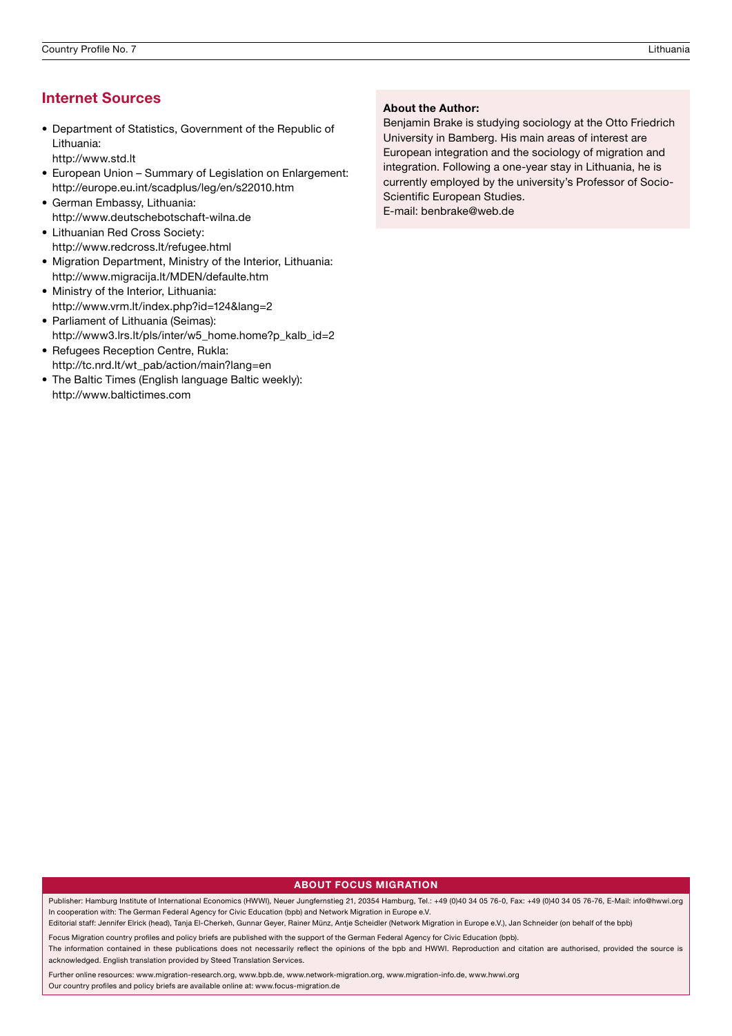## Internet Sources

- Department of Statistics, Government of the Republic of Lithuania:
  http://www.std.lt
- European Union – Summary of Legislation on Enlargement: http://europe.eu.int/scadplus/leg/en/s22010.htm
- German Embassy, Lithuania:
  http://www.deutschebotschaft-wilna.de
- Lithuanian Red Cross Society:
  http://www.redcross.lt/refugee.html
- Migration Department, Ministry of the Interior, Lithuania: http://www.migracija.lt/MDEN/defaulte.htm
- Ministry of the Interior, Lithuania:
  http://www.vrm.lt/index.php?id=124&lang=2
- Parliament of Lithuania (Seimas):
  http://www3.lrs.lt/pls/inter/w5_home.home?p_kalb_id=2
- Refugees Reception Centre, Rukla:
  http://tc.nrd.lt/wt_pab/action/main?lang=en
- The Baltic Times (English language Baltic weekly):
  http://www.baltictimes.com

**About the Author:**
Benjamin Brake is studying sociology at the Otto Friedrich University in Bamberg. His main areas of interest are European integration and the sociology of migration and integration. Following a one-year stay in Lithuania, he is currently employed by the university's Professor of Socio-Scientific European Studies.
E-mail: benbrake@web.de

**ABOUT FOCUS MIGRATION**

Publisher: Hamburg Institute of International Economics (HWWI), Neuer Jungfernstieg 21, 20354 Hamburg, Tel.: +49 (0)40 34 05 76-0, Fax: +49 (0)40 34 05 76-76, E-Mail: info@hwwi.org
In cooperation with: The German Federal Agency for Civic Education (bpb) and Network Migration in Europe e.V.
Editorial staff: Jennifer Elrick (head), Tanja El-Cherkeh, Gunnar Geyer, Rainer Münz, Antje Scheidler (Network Migration in Europe e.V.), Jan Schneider (on behalf of the bpb)

Focus Migration country profiles and policy briefs are published with the support of the German Federal Agency for Civic Education (bpb).
The information contained in these publications does not necessarily reflect the opinions of the bpb and HWWI. Reproduction and citation are authorised, provided the source is acknowledged. English translation provided by Steed Translation Services.

Further online resources: www.migration-research.org, www.bpb.de, www.network-migration.org, www.migration-info.de, www.hwwi.org
Our country profiles and policy briefs are available online at: www.focus-migration.de